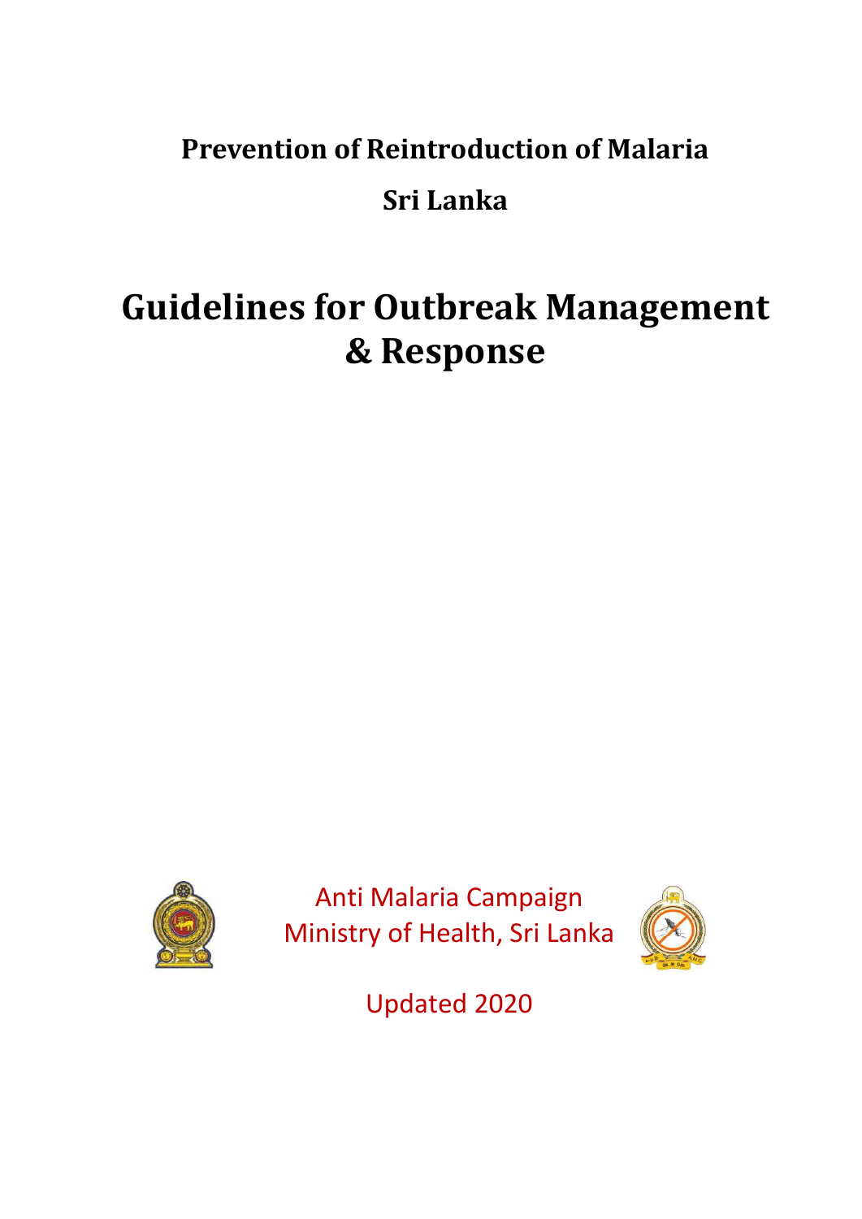**Prevention of Reintroduction of Malaria**

**Sri Lanka**

# Guidelines for Outbreak Management & Response

Anti Malaria Campaign
Ministry of Health, Sri Lanka

Updated 2020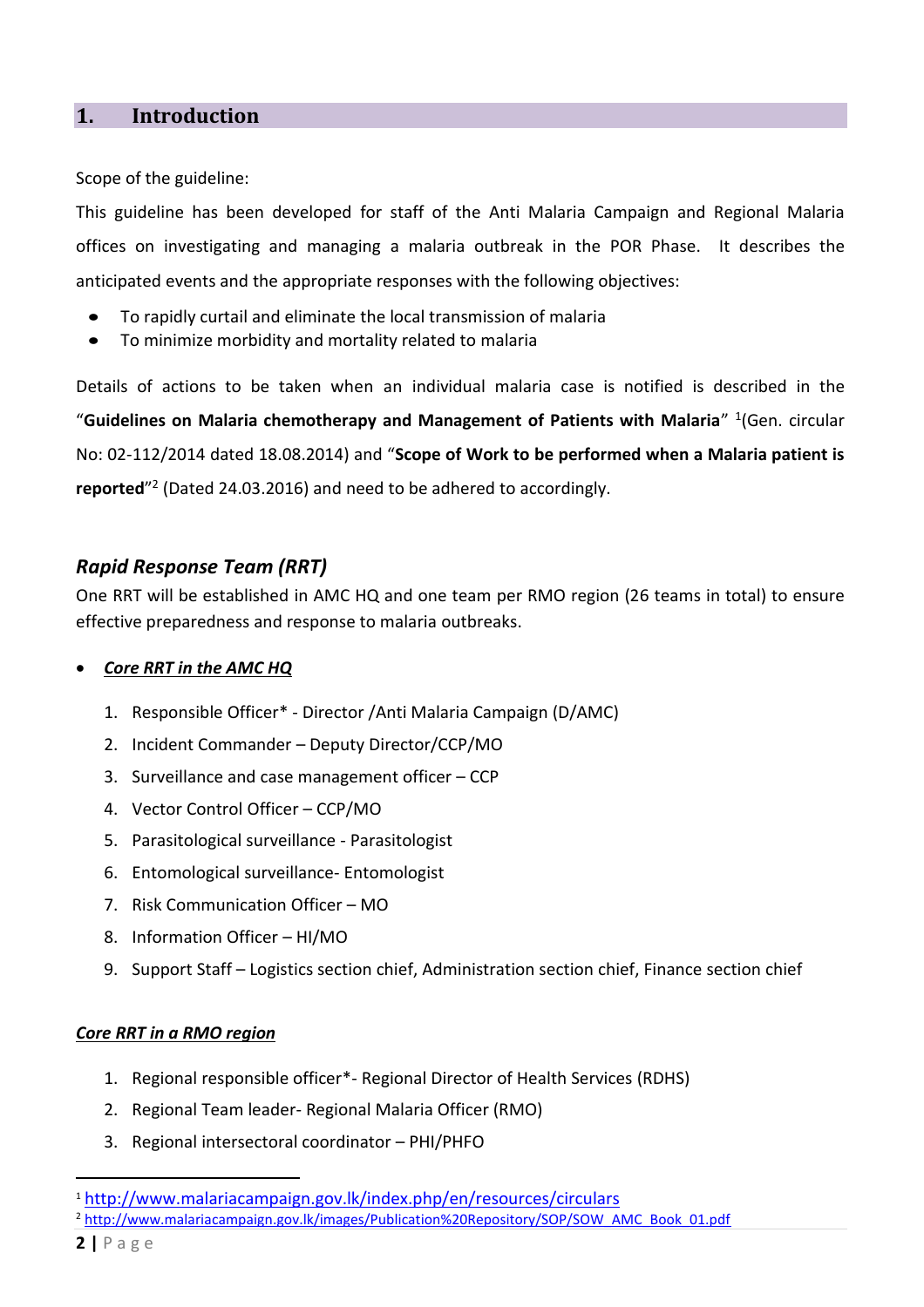# 1. Introduction

Scope of the guideline:

This guideline has been developed for staff of the Anti Malaria Campaign and Regional Malaria offices on investigating and managing a malaria outbreak in the POR Phase. It describes the anticipated events and the appropriate responses with the following objectives:

- To rapidly curtail and eliminate the local transmission of malaria
- To minimize morbidity and mortality related to malaria

Details of actions to be taken when an individual malaria case is notified is described in the "**Guidelines on Malaria chemotherapy and Management of Patients with Malaria**" [1](Gen. circular No: 02-112/2014 dated 18.08.2014) and "**Scope of Work to be performed when a Malaria patient is reported**"[2] (Dated 24.03.2016) and need to be adhered to accordingly.

## *Rapid Response Team (RRT)*

One RRT will be established in AMC HQ and one team per RMO region (26 teams in total) to ensure effective preparedness and response to malaria outbreaks.

- ***Core RRT in the AMC HQ***

  1. Responsible Officer* - Director /Anti Malaria Campaign (D/AMC)
  2. Incident Commander – Deputy Director/CCP/MO
  3. Surveillance and case management officer – CCP
  4. Vector Control Officer – CCP/MO
  5. Parasitological surveillance - Parasitologist
  6. Entomological surveillance- Entomologist
  7. Risk Communication Officer – MO
  8. Information Officer – HI/MO
  9. Support Staff – Logistics section chief, Administration section chief, Finance section chief

***Core RRT in a RMO region***

1. Regional responsible officer*- Regional Director of Health Services (RDHS)
2. Regional Team leader- Regional Malaria Officer (RMO)
3. Regional intersectoral coordinator – PHI/PHFO

---

[1] http://www.malariacampaign.gov.lk/index.php/en/resources/circulars

[2] http://www.malariacampaign.gov.lk/images/Publication%20Repository/SOP/SOW_AMC_Book_01.pdf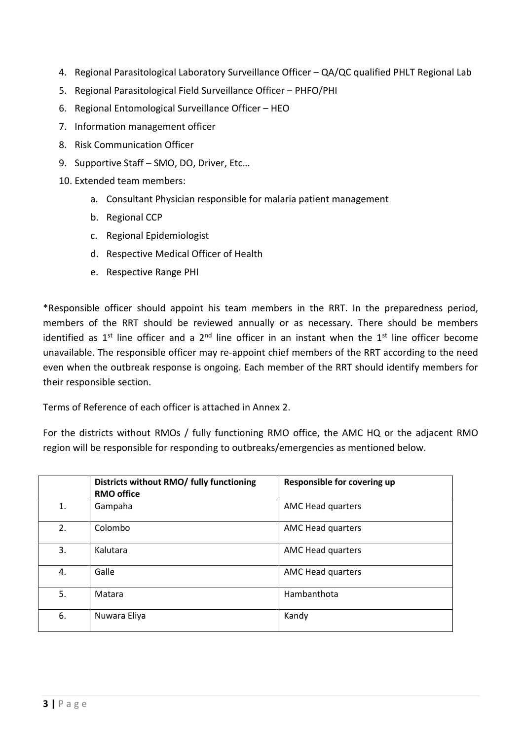4. Regional Parasitological Laboratory Surveillance Officer – QA/QC qualified PHLT Regional Lab
5. Regional Parasitological Field Surveillance Officer – PHFO/PHI
6. Regional Entomological Surveillance Officer – HEO
7. Information management officer
8. Risk Communication Officer
9. Supportive Staff – SMO, DO, Driver, Etc…
10. Extended team members:
    a. Consultant Physician responsible for malaria patient management
    b. Regional CCP
    c. Regional Epidemiologist
    d. Respective Medical Officer of Health
    e. Respective Range PHI

*Responsible officer should appoint his team members in the RRT. In the preparedness period, members of the RRT should be reviewed annually or as necessary. There should be members identified as 1st line officer and a 2nd line officer in an instant when the 1st line officer become unavailable. The responsible officer may re-appoint chief members of the RRT according to the need even when the outbreak response is ongoing. Each member of the RRT should identify members for their responsible section.

Terms of Reference of each officer is attached in Annex 2.

For the districts without RMOs / fully functioning RMO office, the AMC HQ or the adjacent RMO region will be responsible for responding to outbreaks/emergencies as mentioned below.

| | Districts without RMO/ fully functioning RMO office | Responsible for covering up |
|---|---|---|
| 1. | Gampaha | AMC Head quarters |
| 2. | Colombo | AMC Head quarters |
| 3. | Kalutara | AMC Head quarters |
| 4. | Galle | AMC Head quarters |
| 5. | Matara | Hambanthota |
| 6. | Nuwara Eliya | Kandy |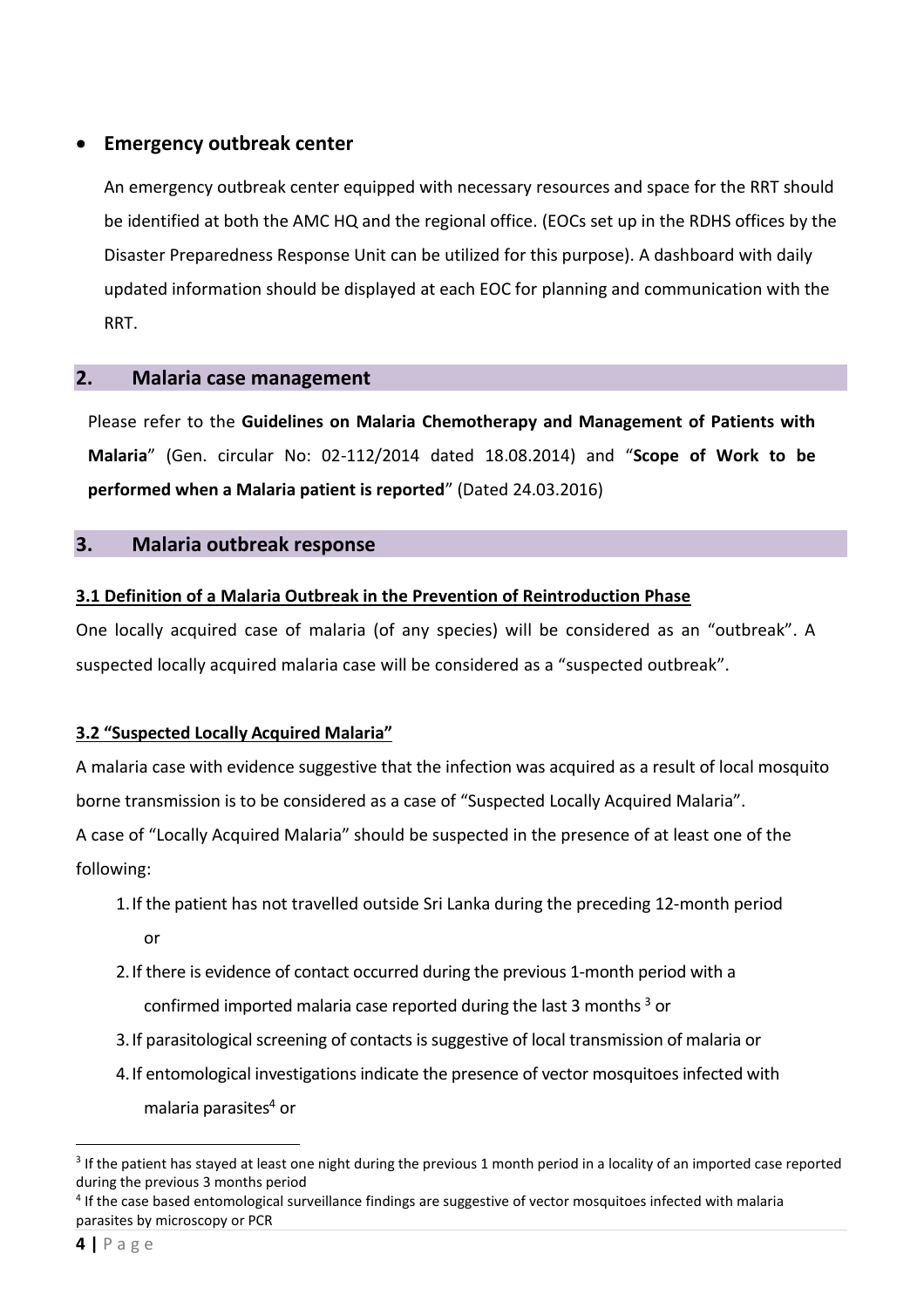- **Emergency outbreak center**

  An emergency outbreak center equipped with necessary resources and space for the RRT should be identified at both the AMC HQ and the regional office. (EOCs set up in the RDHS offices by the Disaster Preparedness Response Unit can be utilized for this purpose). A dashboard with daily updated information should be displayed at each EOC for planning and communication with the RRT.

## 2. Malaria case management

Please refer to the **Guidelines on Malaria Chemotherapy and Management of Patients with Malaria**" (Gen. circular No: 02-112/2014 dated 18.08.2014) and "**Scope of Work to be performed when a Malaria patient is reported**" (Dated 24.03.2016)

## 3. Malaria outbreak response

### 3.1 Definition of a Malaria Outbreak in the Prevention of Reintroduction Phase

One locally acquired case of malaria (of any species) will be considered as an "outbreak". A suspected locally acquired malaria case will be considered as a "suspected outbreak".

### 3.2 "Suspected Locally Acquired Malaria"

A malaria case with evidence suggestive that the infection was acquired as a result of local mosquito borne transmission is to be considered as a case of "Suspected Locally Acquired Malaria".

A case of "Locally Acquired Malaria" should be suspected in the presence of at least one of the following:

1. If the patient has not travelled outside Sri Lanka during the preceding 12-month period or
2. If there is evidence of contact occurred during the previous 1-month period with a confirmed imported malaria case reported during the last 3 months [3] or
3. If parasitological screening of contacts is suggestive of local transmission of malaria or
4. If entomological investigations indicate the presence of vector mosquitoes infected with malaria parasites[4] or

---

[3] If the patient has stayed at least one night during the previous 1 month period in a locality of an imported case reported during the previous 3 months period

[4] If the case based entomological surveillance findings are suggestive of vector mosquitoes infected with malaria parasites by microscopy or PCR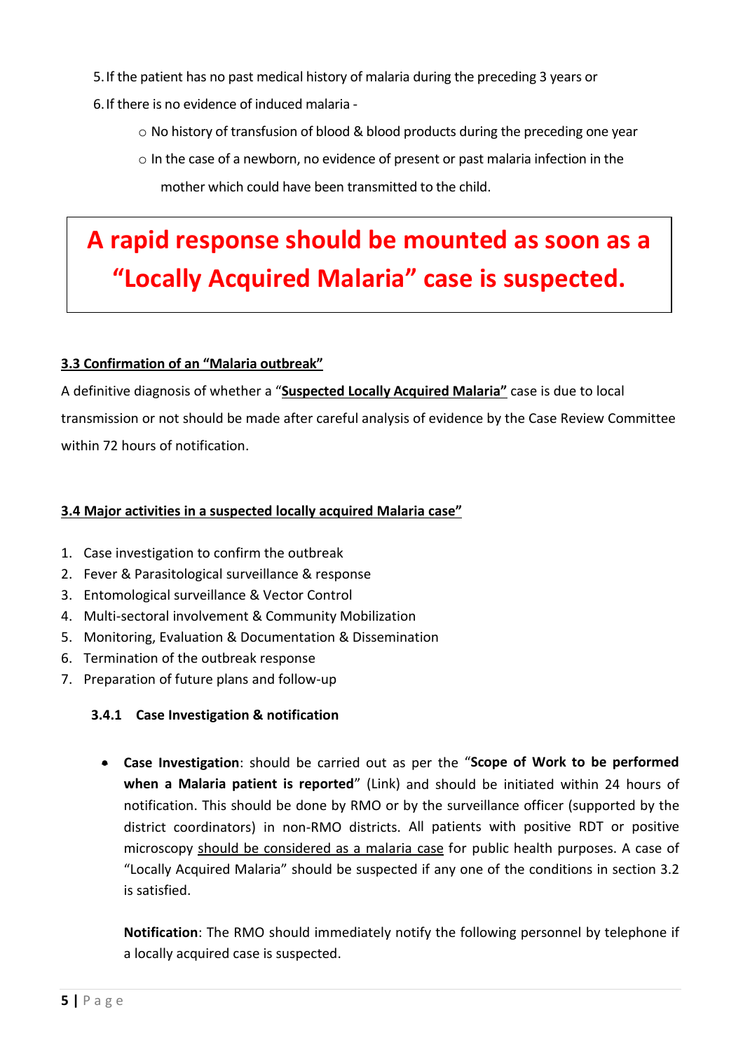5. If the patient has no past medical history of malaria during the preceding 3 years or
6. If there is no evidence of induced malaria -
    - No history of transfusion of blood & blood products during the preceding one year
    - In the case of a newborn, no evidence of present or past malaria infection in the mother which could have been transmitted to the child.

> **A rapid response should be mounted as soon as a "Locally Acquired Malaria" case is suspected.**

### 3.3 Confirmation of an "Malaria outbreak"

A definitive diagnosis of whether a "**Suspected Locally Acquired Malaria"** case is due to local transmission or not should be made after careful analysis of evidence by the Case Review Committee within 72 hours of notification.

### 3.4 Major activities in a suspected locally acquired Malaria case"

1. Case investigation to confirm the outbreak
2. Fever & Parasitological surveillance & response
3. Entomological surveillance & Vector Control
4. Multi-sectoral involvement & Community Mobilization
5. Monitoring, Evaluation & Documentation & Dissemination
6. Termination of the outbreak response
7. Preparation of future plans and follow-up

#### 3.4.1 Case Investigation & notification

- **Case Investigation**: should be carried out as per the "**Scope of Work to be performed when a Malaria patient is reported**" (Link) and should be initiated within 24 hours of notification. This should be done by RMO or by the surveillance officer (supported by the district coordinators) in non-RMO districts. All patients with positive RDT or positive microscopy should be considered as a malaria case for public health purposes. A case of "Locally Acquired Malaria" should be suspected if any one of the conditions in section 3.2 is satisfied.

  **Notification**: The RMO should immediately notify the following personnel by telephone if a locally acquired case is suspected.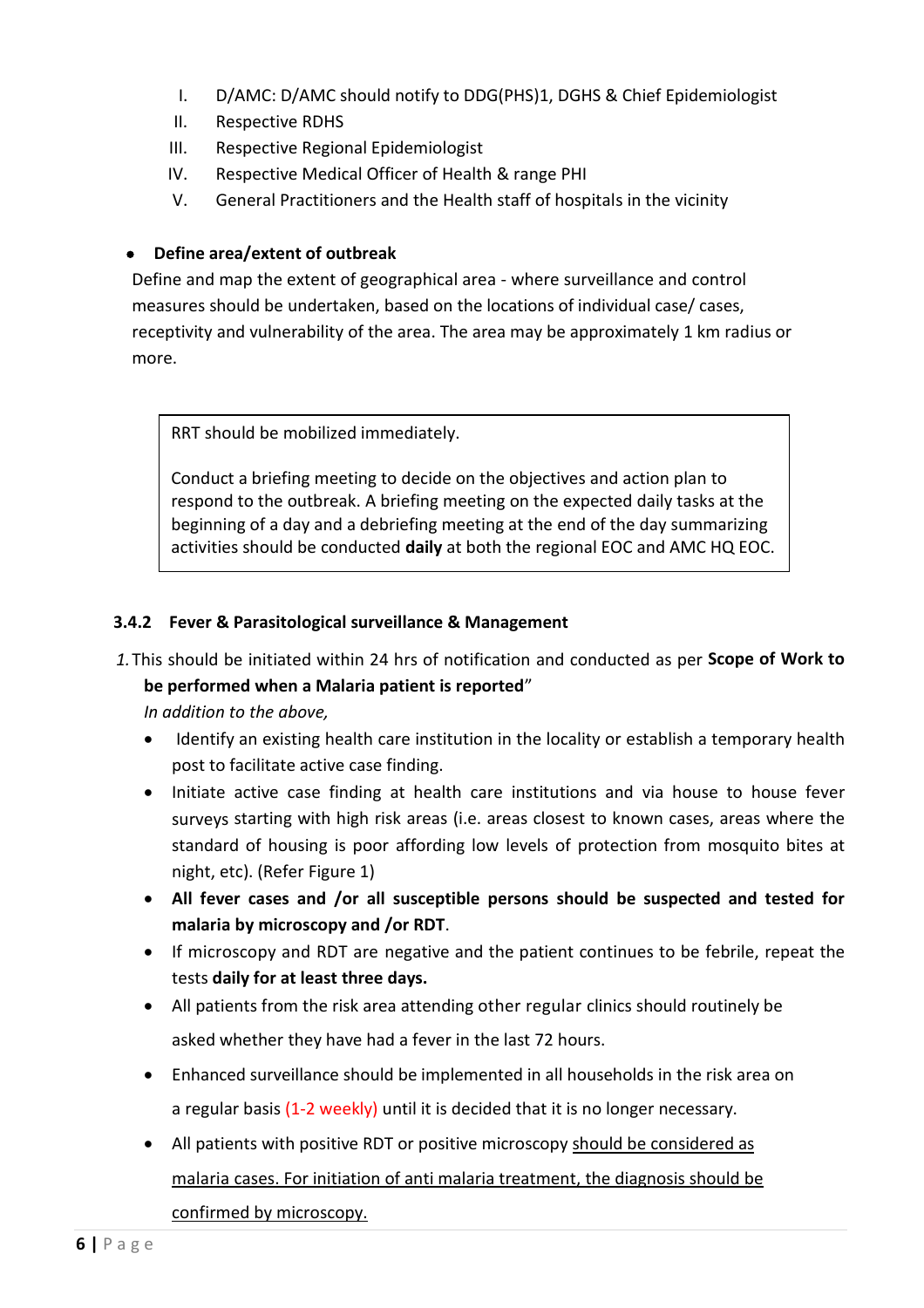I. D/AMC: D/AMC should notify to DDG(PHS)1, DGHS & Chief Epidemiologist
II. Respective RDHS
III. Respective Regional Epidemiologist
IV. Respective Medical Officer of Health & range PHI
V. General Practitioners and the Health staff of hospitals in the vicinity

- **Define area/extent of outbreak**

Define and map the extent of geographical area - where surveillance and control measures should be undertaken, based on the locations of individual case/ cases, receptivity and vulnerability of the area. The area may be approximately 1 km radius or more.

> RRT should be mobilized immediately.
>
> Conduct a briefing meeting to decide on the objectives and action plan to respond to the outbreak. A briefing meeting on the expected daily tasks at the beginning of a day and a debriefing meeting at the end of the day summarizing activities should be conducted **daily** at both the regional EOC and AMC HQ EOC.

### 3.4.2 Fever & Parasitological surveillance & Management

1. This should be initiated within 24 hrs of notification and conducted as per **Scope of Work to be performed when a Malaria patient is reported**"

   *In addition to the above,*

   - Identify an existing health care institution in the locality or establish a temporary health post to facilitate active case finding.
   - Initiate active case finding at health care institutions and via house to house fever surveys starting with high risk areas (i.e. areas closest to known cases, areas where the standard of housing is poor affording low levels of protection from mosquito bites at night, etc). (Refer Figure 1)
   - **All fever cases and /or all susceptible persons should be suspected and tested for malaria by microscopy and /or RDT**.
   - If microscopy and RDT are negative and the patient continues to be febrile, repeat the tests **daily for at least three days.**
   - All patients from the risk area attending other regular clinics should routinely be asked whether they have had a fever in the last 72 hours.
   - Enhanced surveillance should be implemented in all households in the risk area on a regular basis (1-2 weekly) until it is decided that it is no longer necessary.
   - All patients with positive RDT or positive microscopy should be considered as malaria cases. For initiation of anti malaria treatment, the diagnosis should be confirmed by microscopy.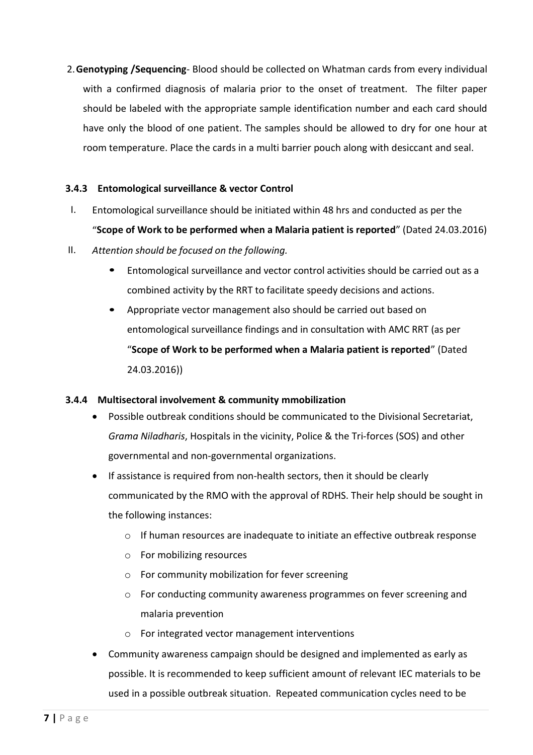2. **Genotyping /Sequencing**- Blood should be collected on Whatman cards from every individual with a confirmed diagnosis of malaria prior to the onset of treatment. The filter paper should be labeled with the appropriate sample identification number and each card should have only the blood of one patient. The samples should be allowed to dry for one hour at room temperature. Place the cards in a multi barrier pouch along with desiccant and seal.

#### 3.4.3 Entomological surveillance & vector Control

I. Entomological surveillance should be initiated within 48 hrs and conducted as per the "**Scope of Work to be performed when a Malaria patient is reported**" (Dated 24.03.2016)

II. *Attention should be focused on the following.*

- Entomological surveillance and vector control activities should be carried out as a combined activity by the RRT to facilitate speedy decisions and actions.
- Appropriate vector management also should be carried out based on entomological surveillance findings and in consultation with AMC RRT (as per "**Scope of Work to be performed when a Malaria patient is reported**" (Dated 24.03.2016))

#### 3.4.4 Multisectoral involvement & community mmobilization

- Possible outbreak conditions should be communicated to the Divisional Secretariat, *Grama Niladharis*, Hospitals in the vicinity, Police & the Tri-forces (SOS) and other governmental and non-governmental organizations.
- If assistance is required from non-health sectors, then it should be clearly communicated by the RMO with the approval of RDHS. Their help should be sought in the following instances:
  - If human resources are inadequate to initiate an effective outbreak response
  - For mobilizing resources
  - For community mobilization for fever screening
  - For conducting community awareness programmes on fever screening and malaria prevention
  - For integrated vector management interventions
- Community awareness campaign should be designed and implemented as early as possible. It is recommended to keep sufficient amount of relevant IEC materials to be used in a possible outbreak situation. Repeated communication cycles need to be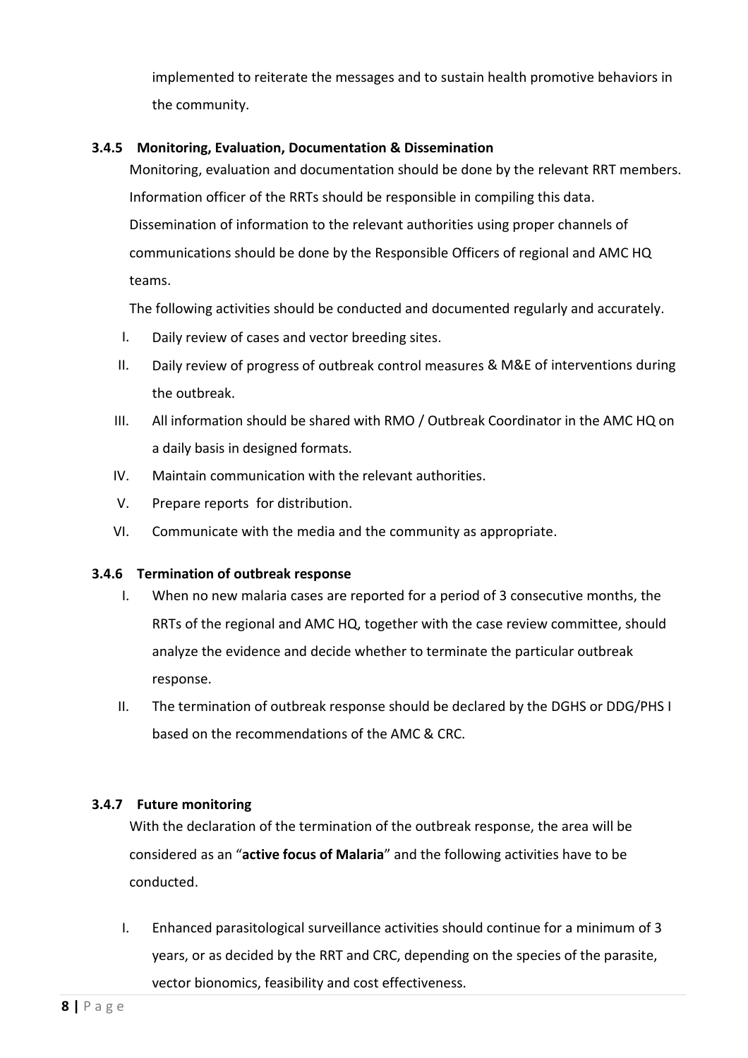implemented to reiterate the messages and to sustain health promotive behaviors in the community.

#### 3.4.5 Monitoring, Evaluation, Documentation & Dissemination

Monitoring, evaluation and documentation should be done by the relevant RRT members. Information officer of the RRTs should be responsible in compiling this data. Dissemination of information to the relevant authorities using proper channels of communications should be done by the Responsible Officers of regional and AMC HQ teams.

The following activities should be conducted and documented regularly and accurately.

I. Daily review of cases and vector breeding sites.
II. Daily review of progress of outbreak control measures & M&E of interventions during the outbreak.
III. All information should be shared with RMO / Outbreak Coordinator in the AMC HQ on a daily basis in designed formats.
IV. Maintain communication with the relevant authorities.
V. Prepare reports for distribution.
VI. Communicate with the media and the community as appropriate.

#### 3.4.6 Termination of outbreak response

I. When no new malaria cases are reported for a period of 3 consecutive months, the RRTs of the regional and AMC HQ, together with the case review committee, should analyze the evidence and decide whether to terminate the particular outbreak response.
II. The termination of outbreak response should be declared by the DGHS or DDG/PHS I based on the recommendations of the AMC & CRC.

#### 3.4.7 Future monitoring

With the declaration of the termination of the outbreak response, the area will be considered as an "**active focus of Malaria**" and the following activities have to be conducted.

I. Enhanced parasitological surveillance activities should continue for a minimum of 3 years, or as decided by the RRT and CRC, depending on the species of the parasite, vector bionomics, feasibility and cost effectiveness.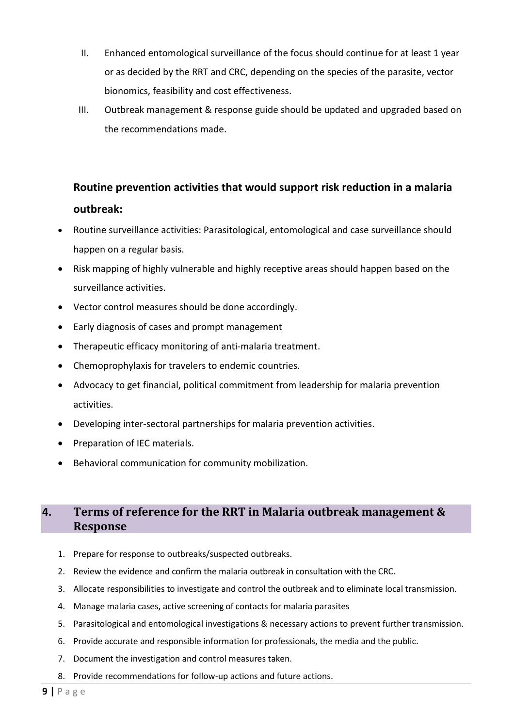II. Enhanced entomological surveillance of the focus should continue for at least 1 year or as decided by the RRT and CRC, depending on the species of the parasite, vector bionomics, feasibility and cost effectiveness.

III. Outbreak management & response guide should be updated and upgraded based on the recommendations made.

### Routine prevention activities that would support risk reduction in a malaria outbreak:

- Routine surveillance activities: Parasitological, entomological and case surveillance should happen on a regular basis.
- Risk mapping of highly vulnerable and highly receptive areas should happen based on the surveillance activities.
- Vector control measures should be done accordingly.
- Early diagnosis of cases and prompt management
- Therapeutic efficacy monitoring of anti-malaria treatment.
- Chemoprophylaxis for travelers to endemic countries.
- Advocacy to get financial, political commitment from leadership for malaria prevention activities.
- Developing inter-sectoral partnerships for malaria prevention activities.
- Preparation of IEC materials.
- Behavioral communication for community mobilization.

## 4. Terms of reference for the RRT in Malaria outbreak management & Response

1. Prepare for response to outbreaks/suspected outbreaks.
2. Review the evidence and confirm the malaria outbreak in consultation with the CRC.
3. Allocate responsibilities to investigate and control the outbreak and to eliminate local transmission.
4. Manage malaria cases, active screening of contacts for malaria parasites
5. Parasitological and entomological investigations & necessary actions to prevent further transmission.
6. Provide accurate and responsible information for professionals, the media and the public.
7. Document the investigation and control measures taken.
8. Provide recommendations for follow-up actions and future actions.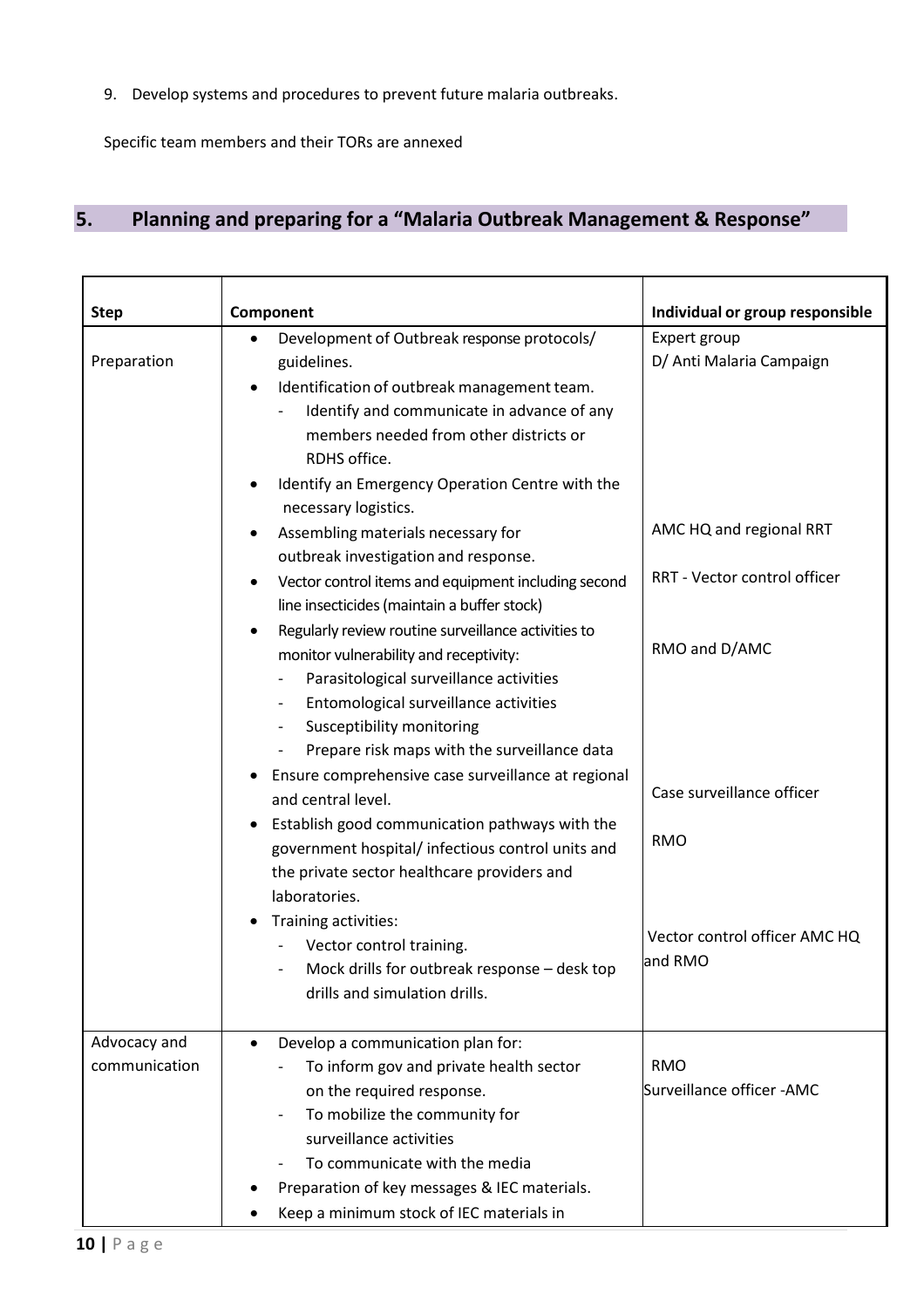9. Develop systems and procedures to prevent future malaria outbreaks.

Specific team members and their TORs are annexed

## 5. Planning and preparing for a "Malaria Outbreak Management & Response"

| Step | Component | Individual or group responsible |
|---|---|---|
| Preparation | • Development of Outbreak response protocols/ guidelines.<br>• Identification of outbreak management team.<br>- Identify and communicate in advance of any members needed from other districts or RDHS office.<br>• Identify an Emergency Operation Centre with the necessary logistics.<br>• Assembling materials necessary for outbreak investigation and response.<br>• Vector control items and equipment including second line insecticides (maintain a buffer stock)<br>• Regularly review routine surveillance activities to monitor vulnerability and receptivity:<br>- Parasitological surveillance activities<br>- Entomological surveillance activities<br>- Susceptibility monitoring<br>- Prepare risk maps with the surveillance data<br>• Ensure comprehensive case surveillance at regional and central level.<br>• Establish good communication pathways with the government hospital/ infectious control units and the private sector healthcare providers and laboratories.<br>• Training activities:<br>- Vector control training.<br>- Mock drills for outbreak response – desk top drills and simulation drills. | Expert group<br>D/ Anti Malaria Campaign<br><br>AMC HQ and regional RRT<br><br>RRT - Vector control officer<br><br>RMO and D/AMC<br><br>Case surveillance officer<br><br>RMO<br><br>Vector control officer AMC HQ and RMO |
| Advocacy and communication | • Develop a communication plan for:<br>- To inform gov and private health sector on the required response.<br>- To mobilize the community for surveillance activities<br>- To communicate with the media<br>• Preparation of key messages & IEC materials.<br>• Keep a minimum stock of IEC materials in | RMO<br>Surveillance officer -AMC |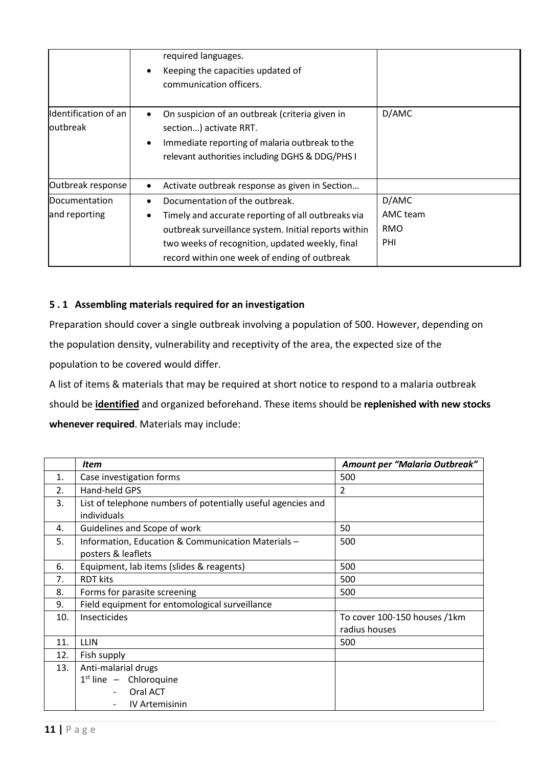| | | |
|---|---|---|
| | required languages.<br>• Keeping the capacities updated of communication officers. | |
| Identification of an outbreak | • On suspicion of an outbreak (criteria given in section…) activate RRT.<br>• Immediate reporting of malaria outbreak to the relevant authorities including DGHS & DDG/PHS I | D/AMC |
| Outbreak response | • Activate outbreak response as given in Section… | |
| Documentation and reporting | • Documentation of the outbreak.<br>• Timely and accurate reporting of all outbreaks via outbreak surveillance system. Initial reports within two weeks of recognition, updated weekly, final record within one week of ending of outbreak | D/AMC<br>AMC team<br>RMO<br>PHI |

### 5.1 Assembling materials required for an investigation

Preparation should cover a single outbreak involving a population of 500. However, depending on the population density, vulnerability and receptivity of the area, the expected size of the population to be covered would differ.

A list of items & materials that may be required at short notice to respond to a malaria outbreak should be **identified** and organized beforehand. These items should be **replenished with new stocks whenever required**. Materials may include:

| | *Item* | *Amount per "Malaria Outbreak"* |
|---|---|---|
| 1. | Case investigation forms | 500 |
| 2. | Hand-held GPS | 2 |
| 3. | List of telephone numbers of potentially useful agencies and individuals | |
| 4. | Guidelines and Scope of work | 50 |
| 5. | Information, Education & Communication Materials – posters & leaflets | 500 |
| 6. | Equipment, lab items (slides & reagents) | 500 |
| 7. | RDT kits | 500 |
| 8. | Forms for parasite screening | 500 |
| 9. | Field equipment for entomological surveillance | |
| 10. | Insecticides | To cover 100-150 houses /1km radius houses |
| 11. | LLIN | 500 |
| 12. | Fish supply | |
| 13. | Anti-malarial drugs<br>1st line – Chloroquine<br>- Oral ACT<br>- IV Artemisinin | |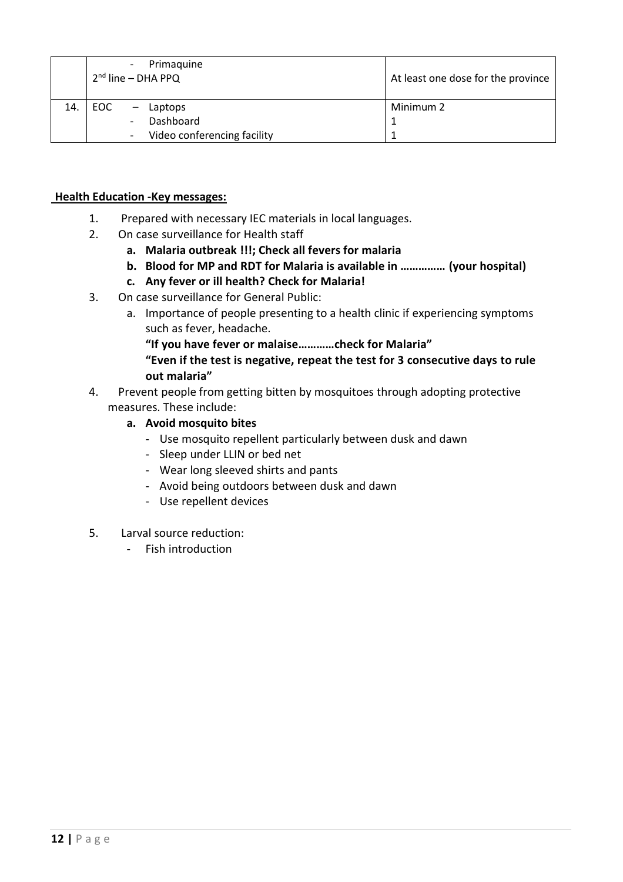| | | |
|---|---|---|
| | - Primaquine<br>2nd line – DHA PPQ | At least one dose for the province |
| 14. | EOC – Laptops<br>- Dashboard<br>- Video conferencing facility | Minimum 2<br>1<br>1 |

**Health Education -Key messages:**

1. Prepared with necessary IEC materials in local languages.
2. On case surveillance for Health staff
   a. **Malaria outbreak !!!; Check all fevers for malaria**
   b. **Blood for MP and RDT for Malaria is available in …………… (your hospital)**
   c. **Any fever or ill health? Check for Malaria!**
3. On case surveillance for General Public:
   a. Importance of people presenting to a health clinic if experiencing symptoms such as fever, headache.
      **"If you have fever or malaise…………check for Malaria"**
      **"Even if the test is negative, repeat the test for 3 consecutive days to rule out malaria"**
4. Prevent people from getting bitten by mosquitoes through adopting protective measures. These include:
   a. **Avoid mosquito bites**
      - Use mosquito repellent particularly between dusk and dawn
      - Sleep under LLIN or bed net
      - Wear long sleeved shirts and pants
      - Avoid being outdoors between dusk and dawn
      - Use repellent devices
5. Larval source reduction:
   - Fish introduction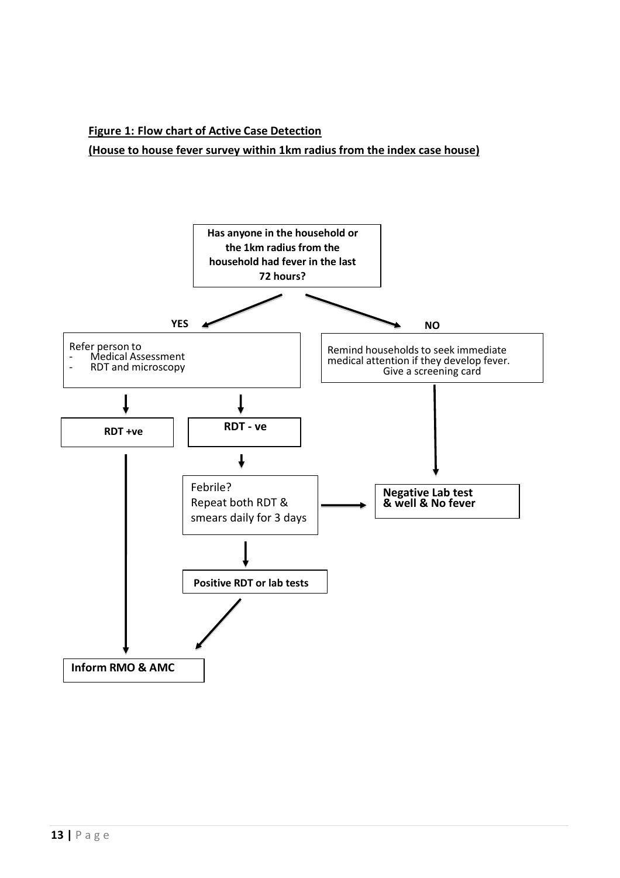**Figure 1: Flow chart of Active Case Detection**

**(House to house fever survey within 1km radius from the index case house)**

**Has anyone in the household or the 1km radius from the household had fever in the last 72 hours?**

**YES**

Refer person to
- Medical Assessment
- RDT and microscopy

**RDT +ve**

**RDT - ve**

Febrile?
Repeat both RDT & smears daily for 3 days

**Positive RDT or lab tests**

**Inform RMO & AMC**

**NO**

Remind households to seek immediate medical attention if they develop fever.
Give a screening card

**Negative Lab test & well & No fever**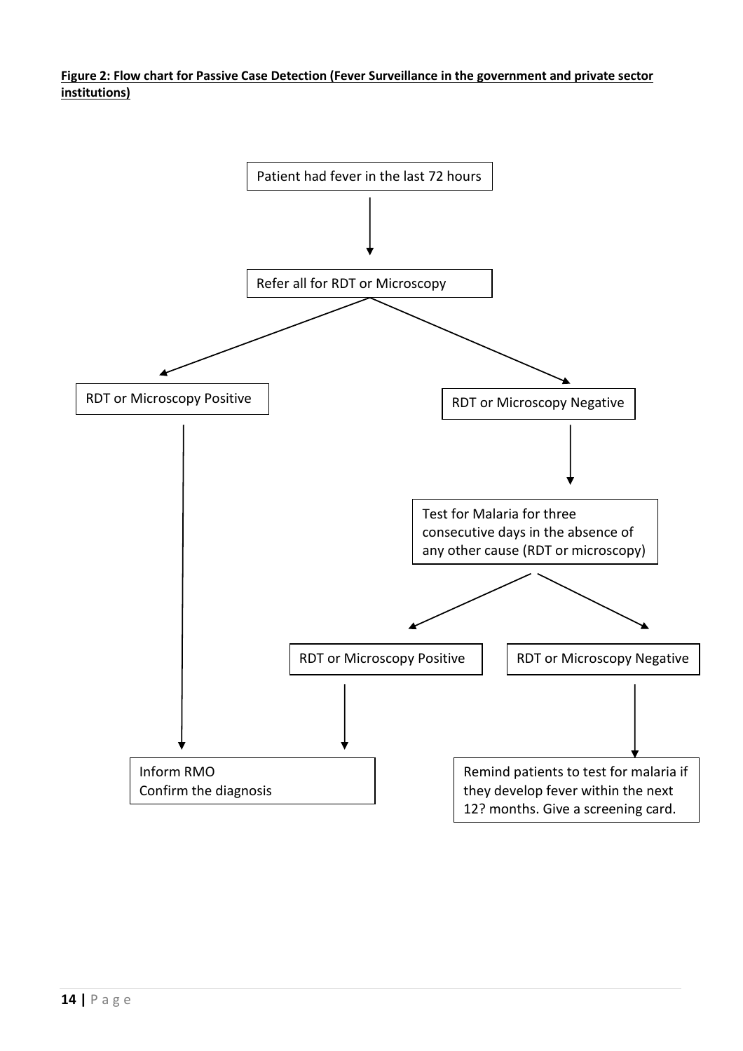**Figure 2: Flow chart for Passive Case Detection (Fever Surveillance in the government and private sector institutions)**

Patient had fever in the last 72 hours

↓

Refer all for RDT or Microscopy

↓

- RDT or Microscopy Positive
  - → Inform RMO / Confirm the diagnosis
- RDT or Microscopy Negative
  - → Test for Malaria for three consecutive days in the absence of any other cause (RDT or microscopy)
    - RDT or Microscopy Positive → Inform RMO / Confirm the diagnosis
    - RDT or Microscopy Negative → Remind patients to test for malaria if they develop fever within the next 12? months. Give a screening card.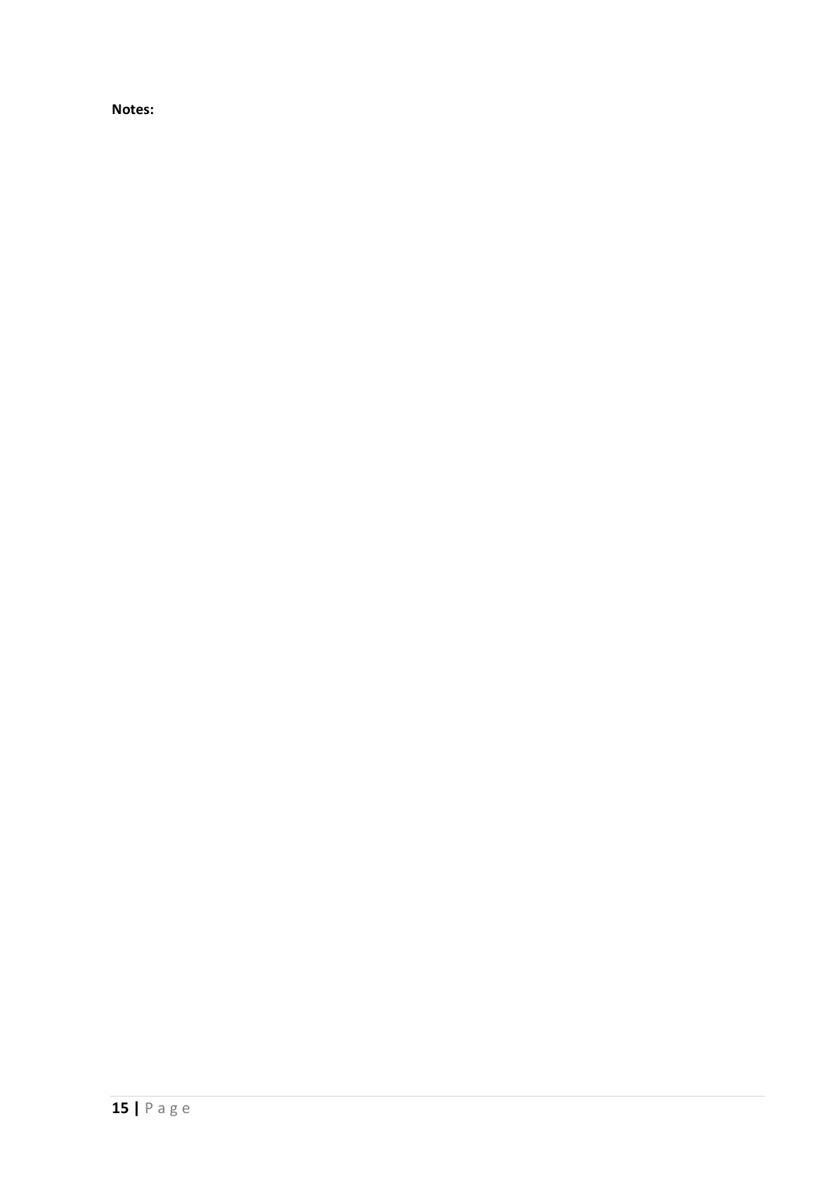**Notes:**